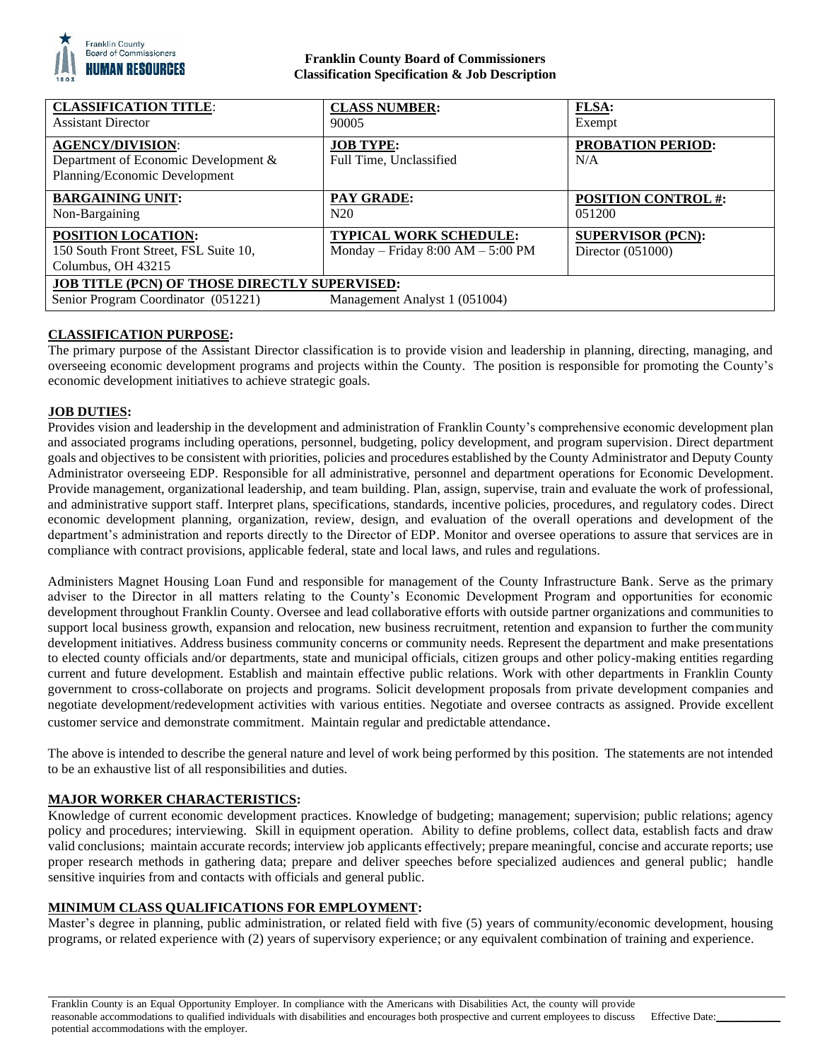**Franklin County Board of Commissioners**
**Classification Specification & Job Description**

| **CLASSIFICATION TITLE:** Assistant Director | **CLASS NUMBER:** 90005 | **FLSA:** Exempt |
|---|---|---|
| **AGENCY/DIVISION:** Department of Economic Development & Planning/Economic Development | **JOB TYPE:** Full Time, Unclassified | **PROBATION PERIOD:** N/A |
| **BARGAINING UNIT:** Non-Bargaining | **PAY GRADE:** N20 | **POSITION CONTROL #:** 051200 |
| **POSITION LOCATION:** 150 South Front Street, FSL Suite 10, Columbus, OH 43215 | **TYPICAL WORK SCHEDULE:** Monday – Friday 8:00 AM – 5:00 PM | **SUPERVISOR (PCN):** Director (051000) |
| **JOB TITLE (PCN) OF THOSE DIRECTLY SUPERVISED:** Senior Program Coordinator (051221) | Management Analyst 1 (051004) | |

## CLASSIFICATION PURPOSE:

The primary purpose of the Assistant Director classification is to provide vision and leadership in planning, directing, managing, and overseeing economic development programs and projects within the County. The position is responsible for promoting the County's economic development initiatives to achieve strategic goals.

## JOB DUTIES:

Provides vision and leadership in the development and administration of Franklin County's comprehensive economic development plan and associated programs including operations, personnel, budgeting, policy development, and program supervision. Direct department goals and objectives to be consistent with priorities, policies and procedures established by the County Administrator and Deputy County Administrator overseeing EDP. Responsible for all administrative, personnel and department operations for Economic Development. Provide management, organizational leadership, and team building. Plan, assign, supervise, train and evaluate the work of professional, and administrative support staff. Interpret plans, specifications, standards, incentive policies, procedures, and regulatory codes. Direct economic development planning, organization, review, design, and evaluation of the overall operations and development of the department's administration and reports directly to the Director of EDP. Monitor and oversee operations to assure that services are in compliance with contract provisions, applicable federal, state and local laws, and rules and regulations.

Administers Magnet Housing Loan Fund and responsible for management of the County Infrastructure Bank. Serve as the primary adviser to the Director in all matters relating to the County's Economic Development Program and opportunities for economic development throughout Franklin County. Oversee and lead collaborative efforts with outside partner organizations and communities to support local business growth, expansion and relocation, new business recruitment, retention and expansion to further the community development initiatives. Address business community concerns or community needs. Represent the department and make presentations to elected county officials and/or departments, state and municipal officials, citizen groups and other policy-making entities regarding current and future development. Establish and maintain effective public relations. Work with other departments in Franklin County government to cross-collaborate on projects and programs. Solicit development proposals from private development companies and negotiate development/redevelopment activities with various entities. Negotiate and oversee contracts as assigned. Provide excellent customer service and demonstrate commitment. Maintain regular and predictable attendance.

The above is intended to describe the general nature and level of work being performed by this position. The statements are not intended to be an exhaustive list of all responsibilities and duties.

## MAJOR WORKER CHARACTERISTICS:

Knowledge of current economic development practices. Knowledge of budgeting; management; supervision; public relations; agency policy and procedures; interviewing. Skill in equipment operation. Ability to define problems, collect data, establish facts and draw valid conclusions; maintain accurate records; interview job applicants effectively; prepare meaningful, concise and accurate reports; use proper research methods in gathering data; prepare and deliver speeches before specialized audiences and general public; handle sensitive inquiries from and contacts with officials and general public.

## MINIMUM CLASS QUALIFICATIONS FOR EMPLOYMENT:

Master's degree in planning, public administration, or related field with five (5) years of community/economic development, housing programs, or related experience with (2) years of supervisory experience; or any equivalent combination of training and experience.

Franklin County is an Equal Opportunity Employer. In compliance with the Americans with Disabilities Act, the county will provide reasonable accommodations to qualified individuals with disabilities and encourages both prospective and current employees to discuss potential accommodations with the employer.

Effective Date: ___________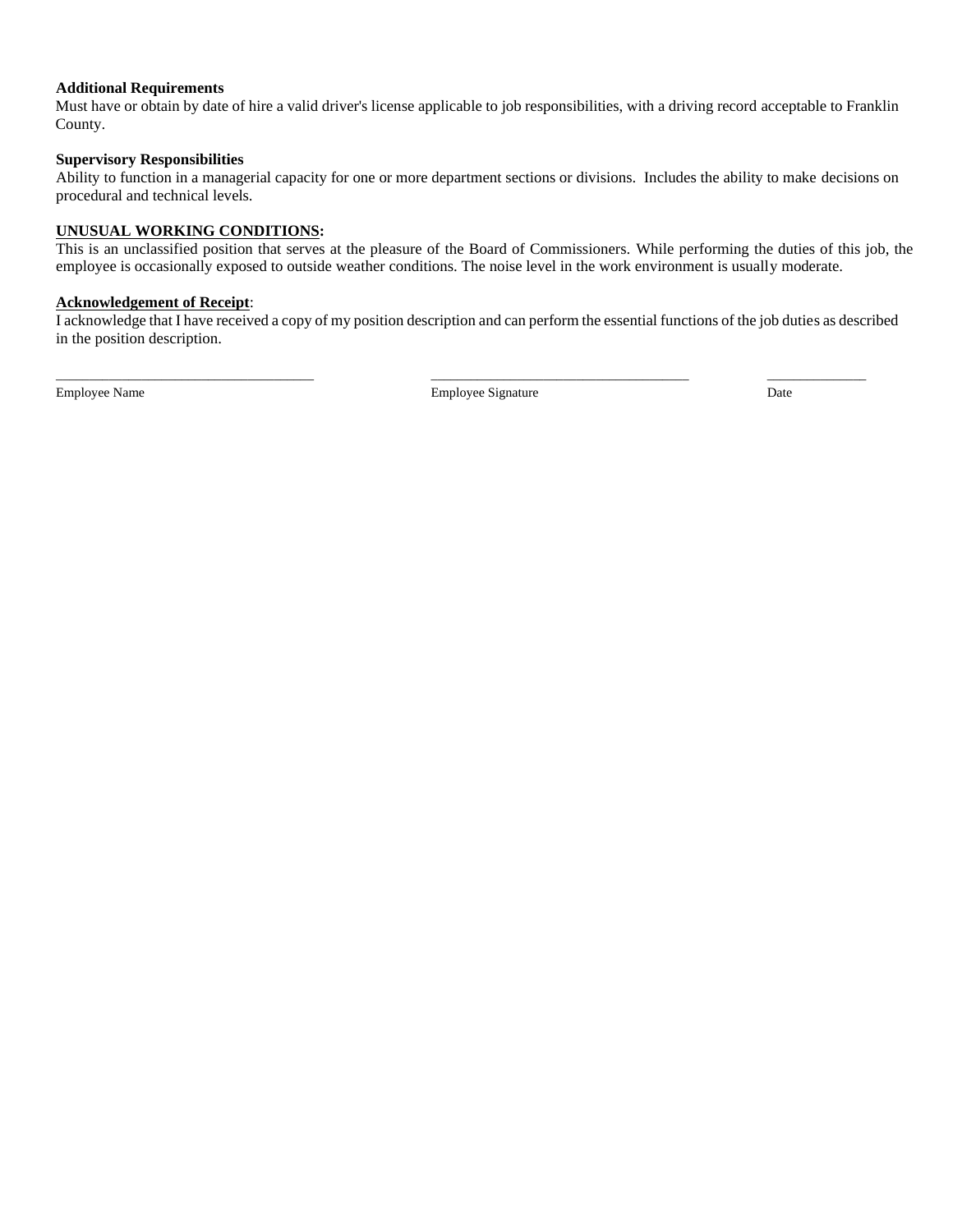**Additional Requirements**
Must have or obtain by date of hire a valid driver's license applicable to job responsibilities, with a driving record acceptable to Franklin County.

**Supervisory Responsibilities**
Ability to function in a managerial capacity for one or more department sections or divisions. Includes the ability to make decisions on procedural and technical levels.

**UNUSUAL WORKING CONDITIONS:**
This is an unclassified position that serves at the pleasure of the Board of Commissioners. While performing the duties of this job, the employee is occasionally exposed to outside weather conditions. The noise level in the work environment is usually moderate.

**Acknowledgement of Receipt**:
I acknowledge that I have received a copy of my position description and can perform the essential functions of the job duties as described in the position description.

| | | |
|---|---|---|
| ____________________________________ | ____________________________________ | ______________ |
| Employee Name | Employee Signature | Date |